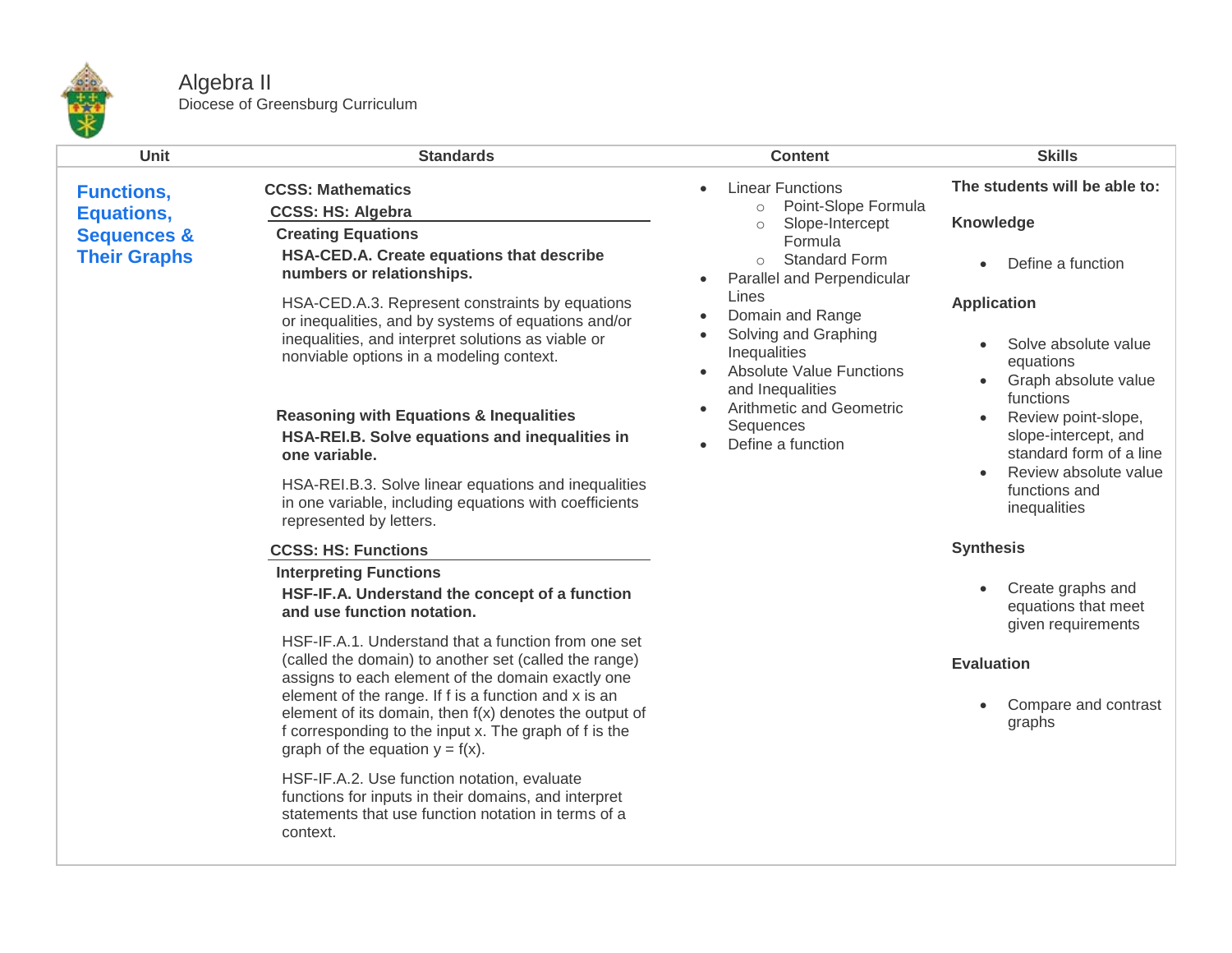# Algebra II

Diocese of Greensburg Curriculum

| Unit | Standards | Content | Skills |
| --- | --- | --- | --- |
| **Functions, Equations, Sequences & Their Graphs** | **CCSS: Mathematics**<br>**CCSS: HS: Algebra**<br>**Creating Equations**<br>**HSA-CED.A. Create equations that describe numbers or relationships.**<br>HSA-CED.A.3. Represent constraints by equations or inequalities, and by systems of equations and/or inequalities, and interpret solutions as viable or nonviable options in a modeling context.<br><br>**Reasoning with Equations & Inequalities**<br>**HSA-REI.B. Solve equations and inequalities in one variable.**<br>HSA-REI.B.3. Solve linear equations and inequalities in one variable, including equations with coefficients represented by letters.<br><br>**CCSS: HS: Functions**<br>**Interpreting Functions**<br>**HSF-IF.A. Understand the concept of a function and use function notation.**<br>HSF-IF.A.1. Understand that a function from one set (called the domain) to another set (called the range) assigns to each element of the domain exactly one element of the range. If f is a function and x is an element of its domain, then f(x) denotes the output of f corresponding to the input x. The graph of f is the graph of the equation y = f(x).<br>HSF-IF.A.2. Use function notation, evaluate functions for inputs in their domains, and interpret statements that use function notation in terms of a context. | • Linear Functions<br>  ○ Point-Slope Formula<br>  ○ Slope-Intercept Formula<br>  ○ Standard Form<br>• Parallel and Perpendicular Lines<br>• Domain and Range<br>• Solving and Graphing Inequalities<br>• Absolute Value Functions and Inequalities<br>• Arithmetic and Geometric Sequences<br>• Define a function | **The students will be able to:**<br>**Knowledge**<br>• Define a function<br>**Application**<br>• Solve absolute value equations<br>• Graph absolute value functions<br>• Review point-slope, slope-intercept, and standard form of a line<br>• Review absolute value functions and inequalities<br>**Synthesis**<br>• Create graphs and equations that meet given requirements<br>**Evaluation**<br>• Compare and contrast graphs |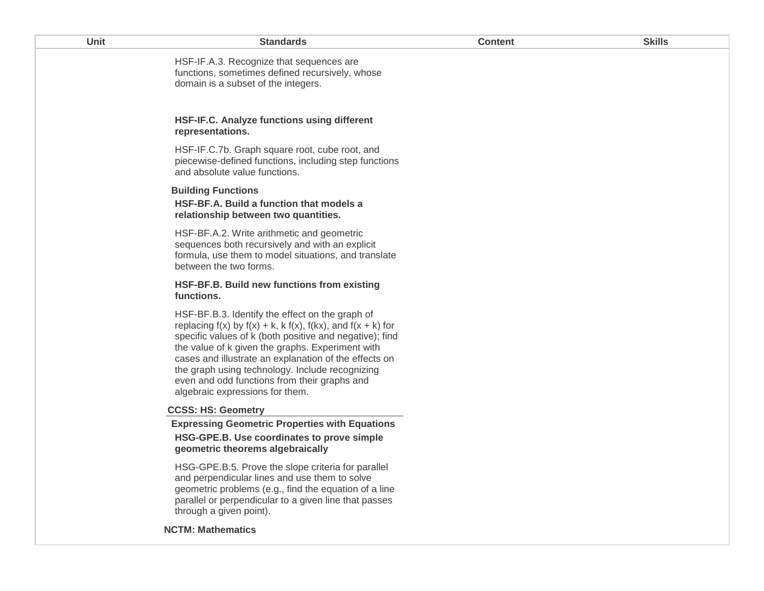| Unit | Standards | Content | Skills |
|---|---|---|---|
| | HSF-IF.A.3. Recognize that sequences are functions, sometimes defined recursively, whose domain is a subset of the integers.<br><br>**HSF-IF.C. Analyze functions using different representations.**<br><br>HSF-IF.C.7b. Graph square root, cube root, and piecewise-defined functions, including step functions and absolute value functions.<br><br>**Building Functions**<br><br>**HSF-BF.A. Build a function that models a relationship between two quantities.**<br><br>HSF-BF.A.2. Write arithmetic and geometric sequences both recursively and with an explicit formula, use them to model situations, and translate between the two forms.<br><br>**HSF-BF.B. Build new functions from existing functions.**<br><br>HSF-BF.B.3. Identify the effect on the graph of replacing $f(x)$ by $f(x) + k$, $k f(x)$, $f(kx)$, and $f(x + k)$ for specific values of $k$ (both positive and negative); find the value of $k$ given the graphs. Experiment with cases and illustrate an explanation of the effects on the graph using technology. Include recognizing even and odd functions from their graphs and algebraic expressions for them.<br><br>**CCSS: HS: Geometry**<br><br>**Expressing Geometric Properties with Equations**<br><br>**HSG-GPE.B. Use coordinates to prove simple geometric theorems algebraically**<br><br>HSG-GPE.B.5. Prove the slope criteria for parallel and perpendicular lines and use them to solve geometric problems (e.g., find the equation of a line parallel or perpendicular to a given line that passes through a given point).<br><br>**NCTM: Mathematics** | | |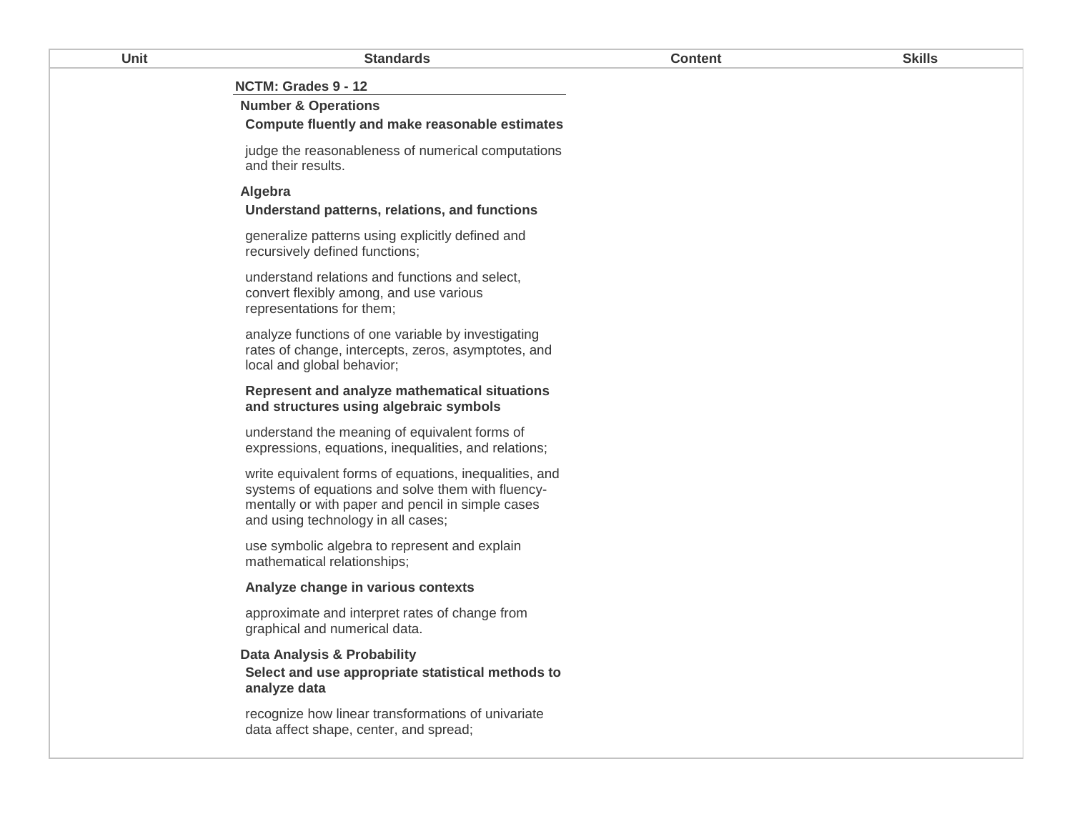| Unit | Standards | Content | Skills |
| --- | --- | --- | --- |
| | **NCTM: Grades 9 - 12**<br>**Number & Operations**<br>**Compute fluently and make reasonable estimates**<br>judge the reasonableness of numerical computations and their results.<br>**Algebra**<br>**Understand patterns, relations, and functions**<br>generalize patterns using explicitly defined and recursively defined functions;<br>understand relations and functions and select, convert flexibly among, and use various representations for them;<br>analyze functions of one variable by investigating rates of change, intercepts, zeros, asymptotes, and local and global behavior;<br>**Represent and analyze mathematical situations and structures using algebraic symbols**<br>understand the meaning of equivalent forms of expressions, equations, inequalities, and relations;<br>write equivalent forms of equations, inequalities, and systems of equations and solve them with fluency-mentally or with paper and pencil in simple cases and using technology in all cases;<br>use symbolic algebra to represent and explain mathematical relationships;<br>**Analyze change in various contexts**<br>approximate and interpret rates of change from graphical and numerical data.<br>**Data Analysis & Probability**<br>**Select and use appropriate statistical methods to analyze data**<br>recognize how linear transformations of univariate data affect shape, center, and spread; | | |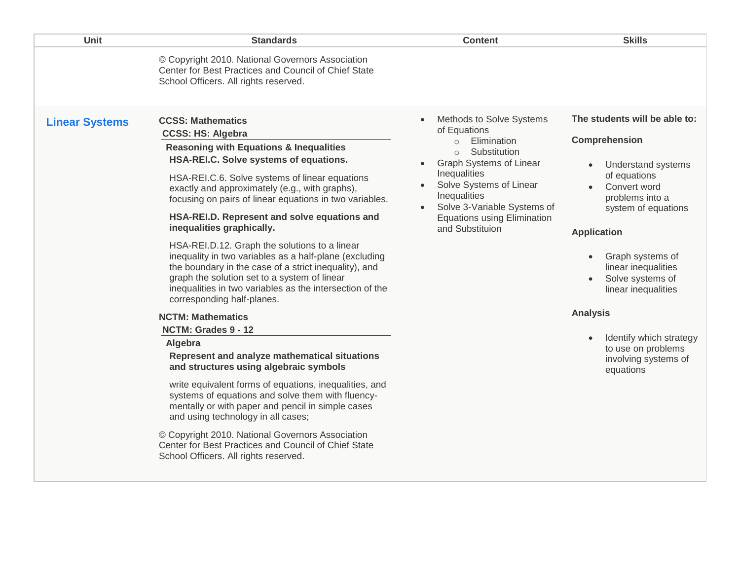| Unit | Standards | Content | Skills |
|---|---|---|---|
| | © Copyright 2010. National Governors Association Center for Best Practices and Council of Chief State School Officers. All rights reserved. | | |
| **Linear Systems** | **CCSS: Mathematics**<br>**CCSS: HS: Algebra**<br>**Reasoning with Equations & Inequalities**<br>**HSA-REI.C. Solve systems of equations.**<br><br>HSA-REI.C.6. Solve systems of linear equations exactly and approximately (e.g., with graphs), focusing on pairs of linear equations in two variables.<br><br>**HSA-REI.D. Represent and solve equations and inequalities graphically.**<br><br>HSA-REI.D.12. Graph the solutions to a linear inequality in two variables as a half-plane (excluding the boundary in the case of a strict inequality), and graph the solution set to a system of linear inequalities in two variables as the intersection of the corresponding half-planes.<br><br>**NCTM: Mathematics**<br>**NCTM: Grades 9 - 12**<br>**Algebra**<br>**Represent and analyze mathematical situations and structures using algebraic symbols**<br><br>write equivalent forms of equations, inequalities, and systems of equations and solve them with fluency-mentally or with paper and pencil in simple cases and using technology in all cases;<br><br>© Copyright 2010. National Governors Association Center for Best Practices and Council of Chief State School Officers. All rights reserved. | • Methods to Solve Systems of Equations<br>  ○ Elimination<br>  ○ Substitution<br>• Graph Systems of Linear Inequalities<br>• Solve Systems of Linear Inequalities<br>• Solve 3-Variable Systems of Equations using Elimination and Substituion | **The students will be able to:**<br><br>**Comprehension**<br>• Understand systems of equations<br>• Convert word problems into a system of equations<br><br>**Application**<br>• Graph systems of linear inequalities<br>• Solve systems of linear inequalities<br><br>**Analysis**<br>• Identify which strategy to use on problems involving systems of equations |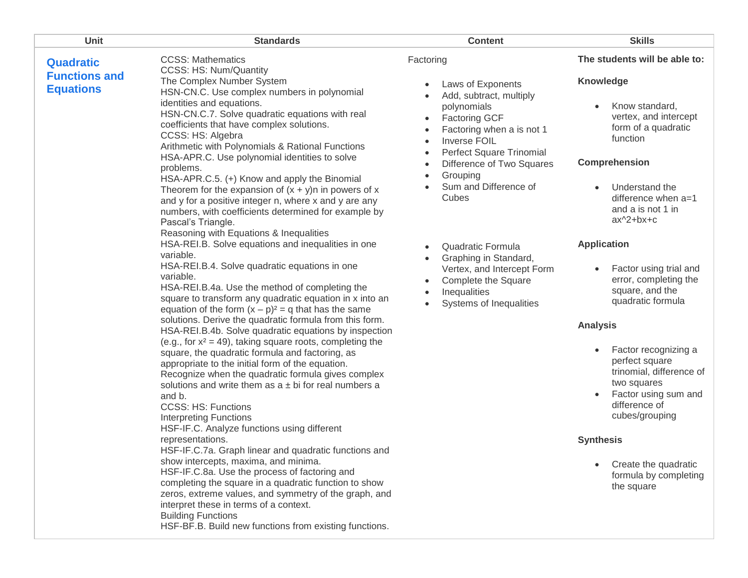| Unit | Standards | Content | Skills |
|---|---|---|---|
| **Quadratic Functions and Equations** | CCSS: Mathematics<br>CCSS: HS: Num/Quantity<br>The Complex Number System<br>HSN-CN.C. Use complex numbers in polynomial identities and equations.<br>HSN-CN.C.7. Solve quadratic equations with real coefficients that have complex solutions.<br>CCSS: HS: Algebra<br>Arithmetic with Polynomials & Rational Functions<br>HSA-APR.C. Use polynomial identities to solve problems.<br>HSA-APR.C.5. (+) Know and apply the Binomial Theorem for the expansion of $(x + y)n$ in powers of x and y for a positive integer n, where x and y are any numbers, with coefficients determined for example by Pascal's Triangle.<br>Reasoning with Equations & Inequalities<br>HSA-REI.B. Solve equations and inequalities in one variable.<br>HSA-REI.B.4. Solve quadratic equations in one variable.<br>HSA-REI.B.4a. Use the method of completing the square to transform any quadratic equation in x into an equation of the form $(x – p)^2 = q$ that has the same solutions. Derive the quadratic formula from this form.<br>HSA-REI.B.4b. Solve quadratic equations by inspection (e.g., for $x^2 = 49$), taking square roots, completing the square, the quadratic formula and factoring, as appropriate to the initial form of the equation. Recognize when the quadratic formula gives complex solutions and write them as $a \pm bi$ for real numbers a and b.<br>CCSS: HS: Functions<br>Interpreting Functions<br>HSF-IF.C. Analyze functions using different representations.<br>HSF-IF.C.7a. Graph linear and quadratic functions and show intercepts, maxima, and minima.<br>HSF-IF.C.8a. Use the process of factoring and completing the square in a quadratic function to show zeros, extreme values, and symmetry of the graph, and interpret these in terms of a context.<br>Building Functions<br>HSF-BF.B. Build new functions from existing functions. | Factoring<br><br>• Laws of Exponents<br>• Add, subtract, multiply polynomials<br>• Factoring GCF<br>• Factoring when a is not 1<br>• Inverse FOIL<br>• Perfect Square Trinomial<br>• Difference of Two Squares<br>• Grouping<br>• Sum and Difference of Cubes<br><br>• Quadratic Formula<br>• Graphing in Standard, Vertex, and Intercept Form<br>• Complete the Square<br>• Inequalities<br>• Systems of Inequalities | **The students will be able to:**<br><br>**Knowledge**<br>• Know standard, vertex, and intercept form of a quadratic function<br><br>**Comprehension**<br>• Understand the difference when a=1 and a is not 1 in ax^2+bx+c<br><br>**Application**<br>• Factor using trial and error, completing the square, and the quadratic formula<br><br>**Analysis**<br>• Factor recognizing a perfect square trinomial, difference of two squares<br>• Factor using sum and difference of cubes/grouping<br><br>**Synthesis**<br>• Create the quadratic formula by completing the square |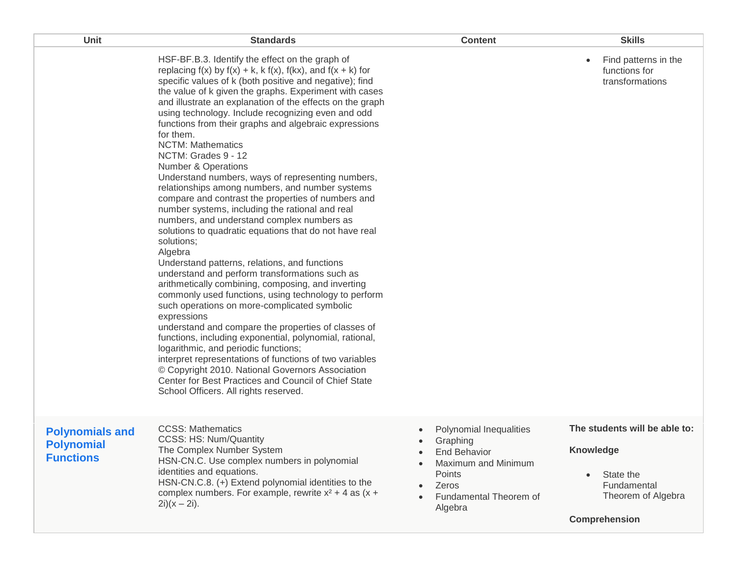| Unit | Standards | Content | Skills |
|---|---|---|---|
| | HSF-BF.B.3. Identify the effect on the graph of replacing f(x) by f(x) + k, k f(x), f(kx), and f(x + k) for specific values of k (both positive and negative); find the value of k given the graphs. Experiment with cases and illustrate an explanation of the effects on the graph using technology. Include recognizing even and odd functions from their graphs and algebraic expressions for them.<br>NCTM: Mathematics<br>NCTM: Grades 9 - 12<br>Number & Operations<br>Understand numbers, ways of representing numbers, relationships among numbers, and number systems compare and contrast the properties of numbers and number systems, including the rational and real numbers, and understand complex numbers as solutions to quadratic equations that do not have real solutions;<br>Algebra<br>Understand patterns, relations, and functions understand and perform transformations such as arithmetically combining, composing, and inverting commonly used functions, using technology to perform such operations on more-complicated symbolic expressions<br>understand and compare the properties of classes of functions, including exponential, polynomial, rational, logarithmic, and periodic functions;<br>interpret representations of functions of two variables<br>© Copyright 2010. National Governors Association Center for Best Practices and Council of Chief State School Officers. All rights reserved. | | • Find patterns in the functions for transformations |
| **Polynomials and Polynomial Functions** | CCSS: Mathematics<br>CCSS: HS: Num/Quantity<br>The Complex Number System<br>HSN-CN.C. Use complex numbers in polynomial identities and equations.<br>HSN-CN.C.8. (+) Extend polynomial identities to the complex numbers. For example, rewrite $x^2 + 4$ as $(x + 2i)(x – 2i)$. | • Polynomial Inequalities<br>• Graphing<br>• End Behavior<br>• Maximum and Minimum Points<br>• Zeros<br>• Fundamental Theorem of Algebra | **The students will be able to:**<br><br>**Knowledge**<br><br>• State the Fundamental Theorem of Algebra<br><br>**Comprehension** |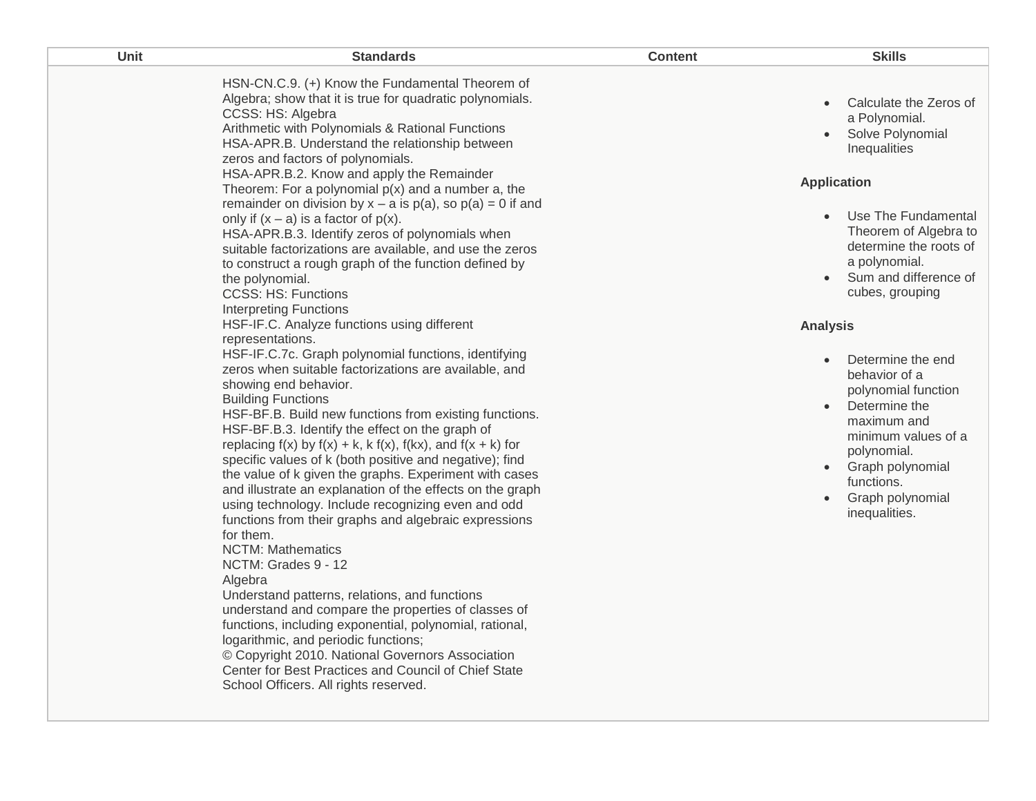| Unit | Standards | Content | Skills |
| --- | --- | --- | --- |
| | HSN-CN.C.9. (+) Know the Fundamental Theorem of Algebra; show that it is true for quadratic polynomials.<br>CCSS: HS: Algebra<br>Arithmetic with Polynomials & Rational Functions<br>HSA-APR.B. Understand the relationship between zeros and factors of polynomials.<br>HSA-APR.B.2. Know and apply the Remainder Theorem: For a polynomial p(x) and a number a, the remainder on division by x – a is p(a), so p(a) = 0 if and only if (x – a) is a factor of p(x).<br>HSA-APR.B.3. Identify zeros of polynomials when suitable factorizations are available, and use the zeros to construct a rough graph of the function defined by the polynomial.<br>CCSS: HS: Functions<br>Interpreting Functions<br>HSF-IF.C. Analyze functions using different representations.<br>HSF-IF.C.7c. Graph polynomial functions, identifying zeros when suitable factorizations are available, and showing end behavior.<br>Building Functions<br>HSF-BF.B. Build new functions from existing functions.<br>HSF-BF.B.3. Identify the effect on the graph of replacing f(x) by f(x) + k, k f(x), f(kx), and f(x + k) for specific values of k (both positive and negative); find the value of k given the graphs. Experiment with cases and illustrate an explanation of the effects on the graph using technology. Include recognizing even and odd functions from their graphs and algebraic expressions for them.<br>NCTM: Mathematics<br>NCTM: Grades 9 - 12<br>Algebra<br>Understand patterns, relations, and functions<br>understand and compare the properties of classes of functions, including exponential, polynomial, rational, logarithmic, and periodic functions;<br>© Copyright 2010. National Governors Association Center for Best Practices and Council of Chief State School Officers. All rights reserved. | | • Calculate the Zeros of a Polynomial.<br>• Solve Polynomial Inequalities<br><br>**Application**<br><br>• Use The Fundamental Theorem of Algebra to determine the roots of a polynomial.<br>• Sum and difference of cubes, grouping<br><br>**Analysis**<br><br>• Determine the end behavior of a polynomial function<br>• Determine the maximum and minimum values of a polynomial.<br>• Graph polynomial functions.<br>• Graph polynomial inequalities. |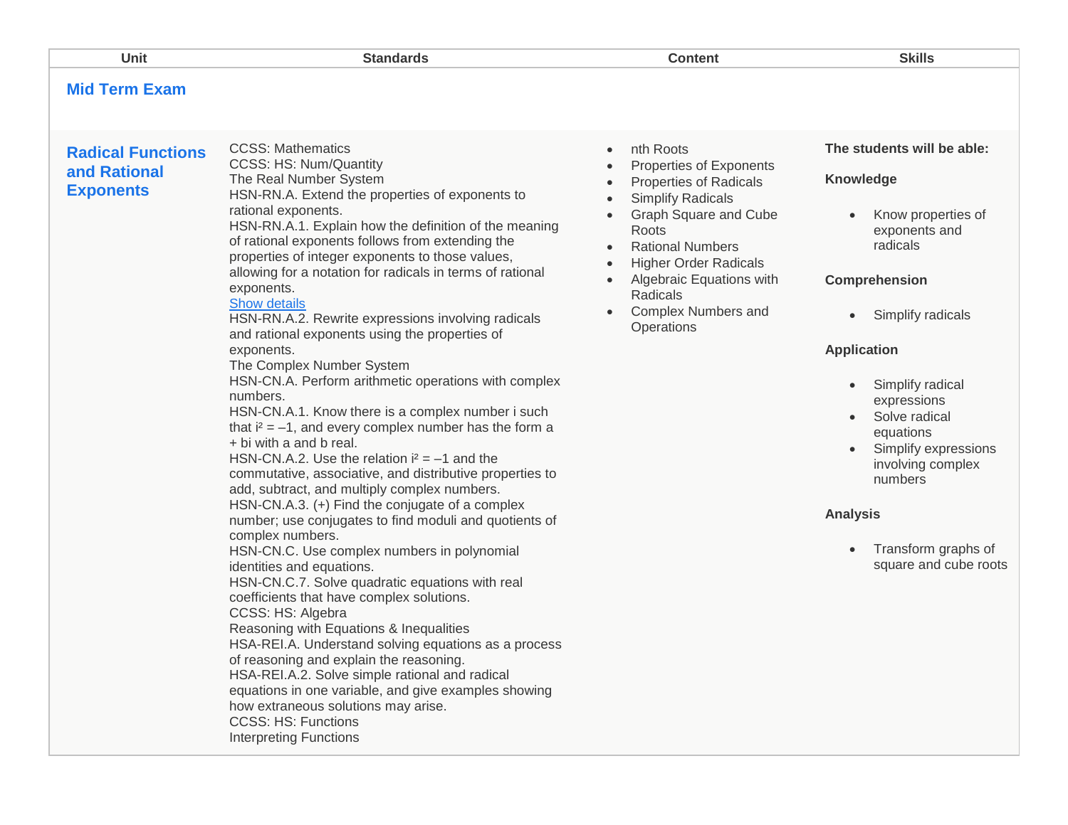| Unit | Standards | Content | Skills |
| --- | --- | --- | --- |
| **Mid Term Exam** | | | |
| **Radical Functions and Rational Exponents** | CCSS: Mathematics<br>CCSS: HS: Num/Quantity<br>The Real Number System<br>HSN-RN.A. Extend the properties of exponents to rational exponents.<br>HSN-RN.A.1. Explain how the definition of the meaning of rational exponents follows from extending the properties of integer exponents to those values, allowing for a notation for radicals in terms of rational exponents.<br>Show details<br>HSN-RN.A.2. Rewrite expressions involving radicals and rational exponents using the properties of exponents.<br>The Complex Number System<br>HSN-CN.A. Perform arithmetic operations with complex numbers.<br>HSN-CN.A.1. Know there is a complex number i such that $i^2 = -1$, and every complex number has the form a + bi with a and b real.<br>HSN-CN.A.2. Use the relation $i^2 = -1$ and the commutative, associative, and distributive properties to add, subtract, and multiply complex numbers.<br>HSN-CN.A.3. (+) Find the conjugate of a complex number; use conjugates to find moduli and quotients of complex numbers.<br>HSN-CN.C. Use complex numbers in polynomial identities and equations.<br>HSN-CN.C.7. Solve quadratic equations with real coefficients that have complex solutions.<br>CCSS: HS: Algebra<br>Reasoning with Equations & Inequalities<br>HSA-REI.A. Understand solving equations as a process of reasoning and explain the reasoning.<br>HSA-REI.A.2. Solve simple rational and radical equations in one variable, and give examples showing how extraneous solutions may arise.<br>CCSS: HS: Functions<br>Interpreting Functions | • nth Roots<br>• Properties of Exponents<br>• Properties of Radicals<br>• Simplify Radicals<br>• Graph Square and Cube Roots<br>• Rational Numbers<br>• Higher Order Radicals<br>• Algebraic Equations with Radicals<br>• Complex Numbers and Operations | **The students will be able:**<br><br>**Knowledge**<br>• Know properties of exponents and radicals<br><br>**Comprehension**<br>• Simplify radicals<br><br>**Application**<br>• Simplify radical expressions<br>• Solve radical equations<br>• Simplify expressions involving complex numbers<br><br>**Analysis**<br>• Transform graphs of square and cube roots |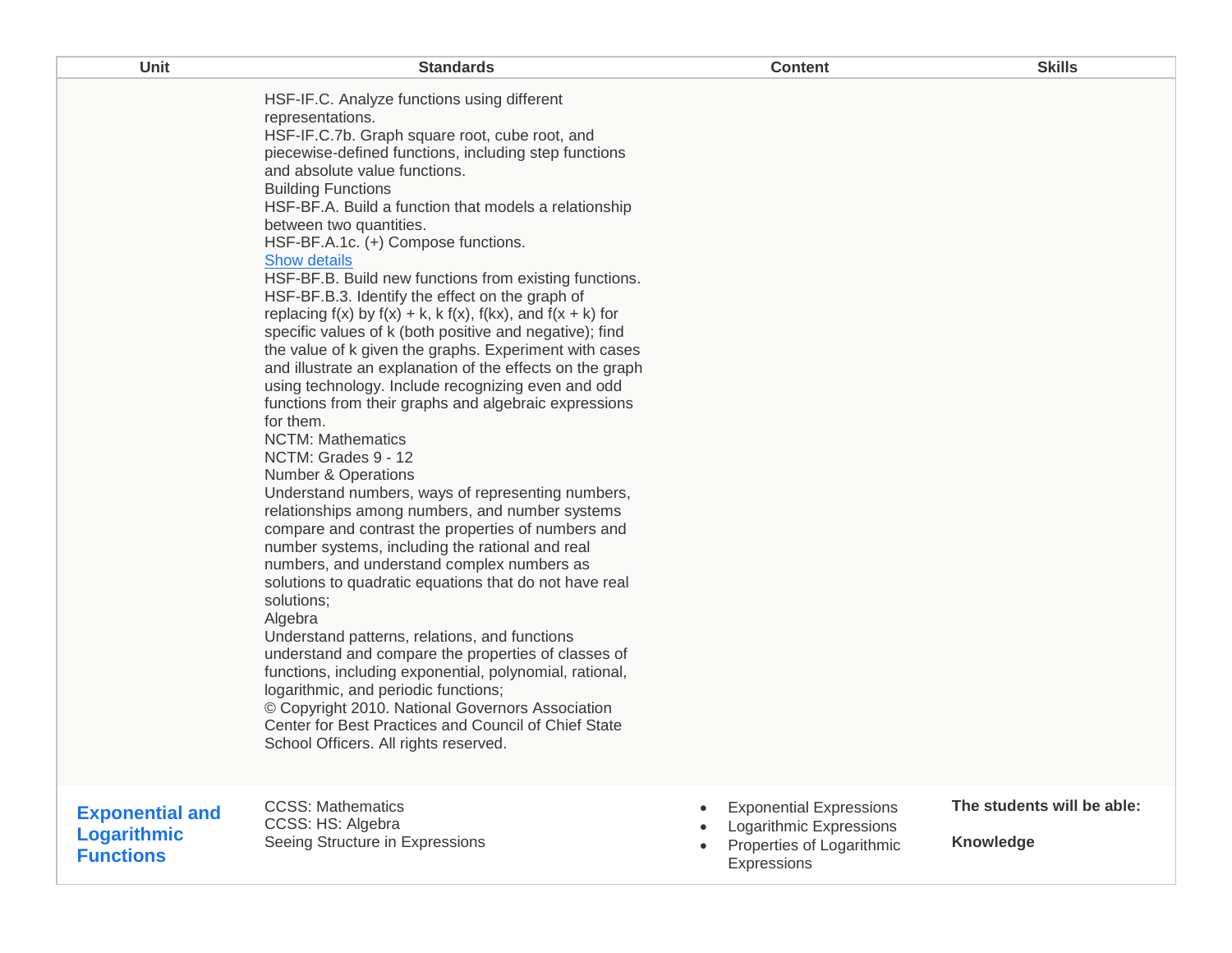| Unit | Standards | Content | Skills |
|---|---|---|---|
| | HSF-IF.C. Analyze functions using different representations.<br>HSF-IF.C.7b. Graph square root, cube root, and piecewise-defined functions, including step functions and absolute value functions.<br>Building Functions<br>HSF-BF.A. Build a function that models a relationship between two quantities.<br>HSF-BF.A.1c. (+) Compose functions.<br>Show details<br>HSF-BF.B. Build new functions from existing functions.<br>HSF-BF.B.3. Identify the effect on the graph of replacing f(x) by f(x) + k, k f(x), f(kx), and f(x + k) for specific values of k (both positive and negative); find the value of k given the graphs. Experiment with cases and illustrate an explanation of the effects on the graph using technology. Include recognizing even and odd functions from their graphs and algebraic expressions for them.<br>NCTM: Mathematics<br>NCTM: Grades 9 - 12<br>Number & Operations<br>Understand numbers, ways of representing numbers, relationships among numbers, and number systems compare and contrast the properties of numbers and number systems, including the rational and real numbers, and understand complex numbers as solutions to quadratic equations that do not have real solutions;<br>Algebra<br>Understand patterns, relations, and functions understand and compare the properties of classes of functions, including exponential, polynomial, rational, logarithmic, and periodic functions;<br>© Copyright 2010. National Governors Association Center for Best Practices and Council of Chief State School Officers. All rights reserved. | | |
| **Exponential and Logarithmic Functions** | CCSS: Mathematics<br>CCSS: HS: Algebra<br>Seeing Structure in Expressions | • Exponential Expressions<br>• Logarithmic Expressions<br>• Properties of Logarithmic Expressions | **The students will be able:**<br><br>**Knowledge** |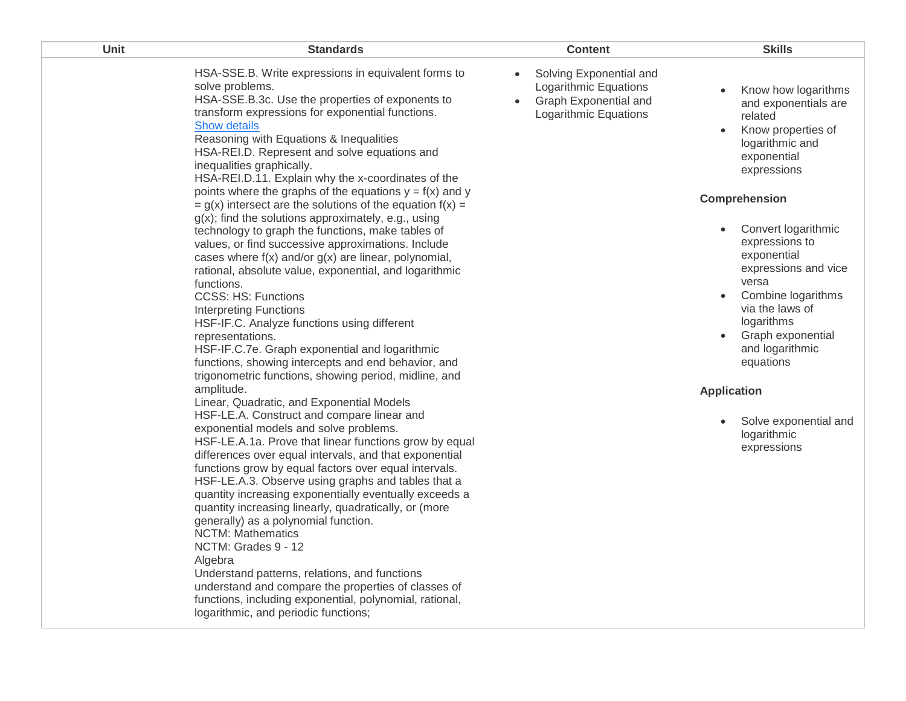| Unit | Standards | Content | Skills |
|---|---|---|---|
| | HSA-SSE.B. Write expressions in equivalent forms to solve problems.<br>HSA-SSE.B.3c. Use the properties of exponents to transform expressions for exponential functions.<br>Show details<br>Reasoning with Equations & Inequalities<br>HSA-REI.D. Represent and solve equations and inequalities graphically.<br>HSA-REI.D.11. Explain why the x-coordinates of the points where the graphs of the equations y = f(x) and y = g(x) intersect are the solutions of the equation f(x) = g(x); find the solutions approximately, e.g., using technology to graph the functions, make tables of values, or find successive approximations. Include cases where f(x) and/or g(x) are linear, polynomial, rational, absolute value, exponential, and logarithmic functions.<br>CCSS: HS: Functions<br>Interpreting Functions<br>HSF-IF.C. Analyze functions using different representations.<br>HSF-IF.C.7e. Graph exponential and logarithmic functions, showing intercepts and end behavior, and trigonometric functions, showing period, midline, and amplitude.<br>Linear, Quadratic, and Exponential Models<br>HSF-LE.A. Construct and compare linear and exponential models and solve problems.<br>HSF-LE.A.1a. Prove that linear functions grow by equal differences over equal intervals, and that exponential functions grow by equal factors over equal intervals.<br>HSF-LE.A.3. Observe using graphs and tables that a quantity increasing exponentially eventually exceeds a quantity increasing linearly, quadratically, or (more generally) as a polynomial function.<br>NCTM: Mathematics<br>NCTM: Grades 9 - 12<br>Algebra<br>Understand patterns, relations, and functions<br>understand and compare the properties of classes of functions, including exponential, polynomial, rational, logarithmic, and periodic functions; | • Solving Exponential and Logarithmic Equations<br>• Graph Exponential and Logarithmic Equations | • Know how logarithms and exponentials are related<br>• Know properties of logarithmic and exponential expressions<br><br>**Comprehension**<br><br>• Convert logarithmic expressions to exponential expressions and vice versa<br>• Combine logarithms via the laws of logarithms<br>• Graph exponential and logarithmic equations<br><br>**Application**<br><br>• Solve exponential and logarithmic expressions |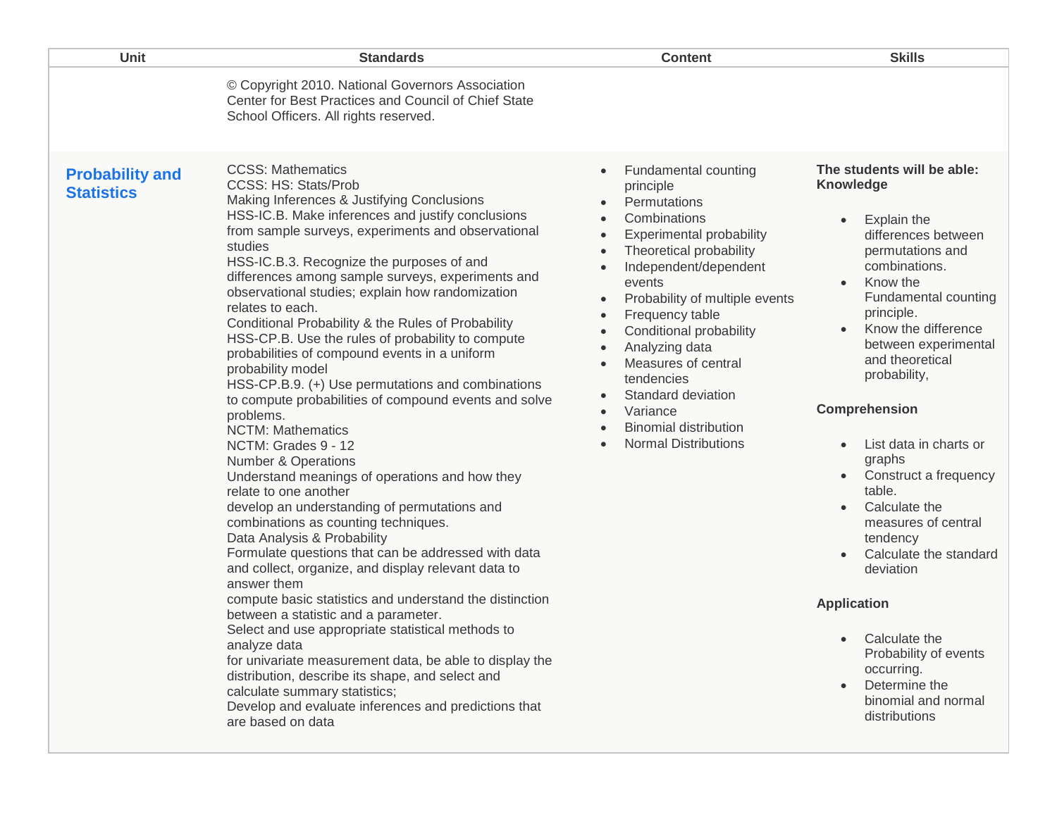| Unit | Standards | Content | Skills |
| --- | --- | --- | --- |
| | © Copyright 2010. National Governors Association Center for Best Practices and Council of Chief State School Officers. All rights reserved. | | |
| **Probability and Statistics** | CCSS: Mathematics<br>CCSS: HS: Stats/Prob<br>Making Inferences & Justifying Conclusions<br>HSS-IC.B. Make inferences and justify conclusions from sample surveys, experiments and observational studies<br>HSS-IC.B.3. Recognize the purposes of and differences among sample surveys, experiments and observational studies; explain how randomization relates to each.<br>Conditional Probability & the Rules of Probability<br>HSS-CP.B. Use the rules of probability to compute probabilities of compound events in a uniform probability model<br>HSS-CP.B.9. (+) Use permutations and combinations to compute probabilities of compound events and solve problems.<br>NCTM: Mathematics<br>NCTM: Grades 9 - 12<br>Number & Operations<br>Understand meanings of operations and how they relate to one another<br>develop an understanding of permutations and combinations as counting techniques.<br>Data Analysis & Probability<br>Formulate questions that can be addressed with data and collect, organize, and display relevant data to answer them<br>compute basic statistics and understand the distinction between a statistic and a parameter.<br>Select and use appropriate statistical methods to analyze data<br>for univariate measurement data, be able to display the distribution, describe its shape, and select and calculate summary statistics;<br>Develop and evaluate inferences and predictions that are based on data | • Fundamental counting principle<br>• Permutations<br>• Combinations<br>• Experimental probability<br>• Theoretical probability<br>• Independent/dependent events<br>• Probability of multiple events<br>• Frequency table<br>• Conditional probability<br>• Analyzing data<br>• Measures of central tendencies<br>• Standard deviation<br>• Variance<br>• Binomial distribution<br>• Normal Distributions | **The students will be able: Knowledge**<br>• Explain the differences between permutations and combinations.<br>• Know the Fundamental counting principle.<br>• Know the difference between experimental and theoretical probability,<br><br>**Comprehension**<br>• List data in charts or graphs<br>• Construct a frequency table.<br>• Calculate the measures of central tendency<br>• Calculate the standard deviation<br><br>**Application**<br>• Calculate the Probability of events occurring.<br>• Determine the binomial and normal distributions |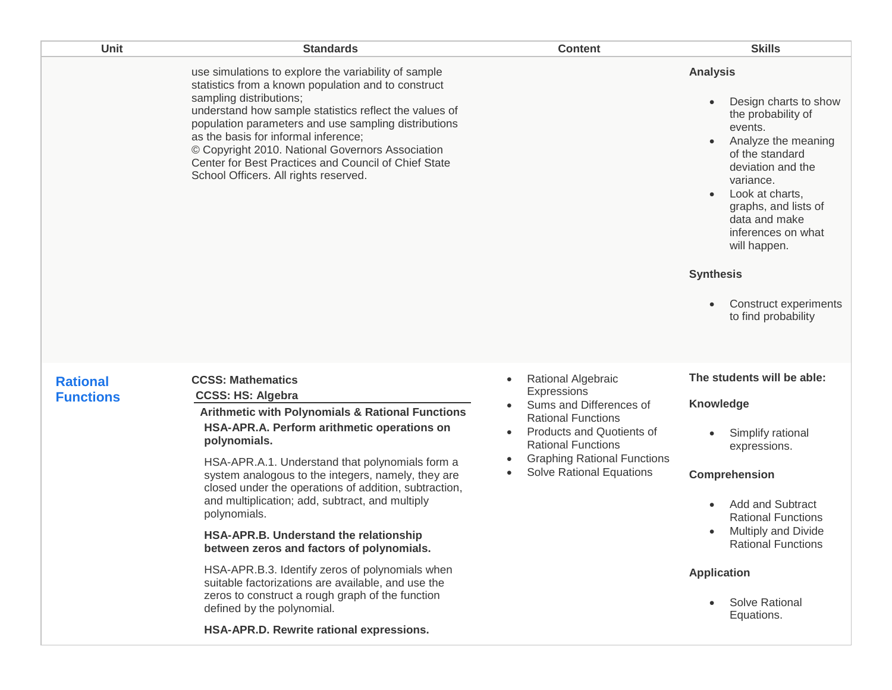| Unit | Standards | Content | Skills |
| --- | --- | --- | --- |
| | use simulations to explore the variability of sample statistics from a known population and to construct sampling distributions;<br>understand how sample statistics reflect the values of population parameters and use sampling distributions as the basis for informal inference;<br>© Copyright 2010. National Governors Association Center for Best Practices and Council of Chief State School Officers. All rights reserved. | | **Analysis**<br>• Design charts to show the probability of events.<br>• Analyze the meaning of the standard deviation and the variance.<br>• Look at charts, graphs, and lists of data and make inferences on what will happen.<br>**Synthesis**<br>• Construct experiments to find probability |
| **Rational Functions** | **CCSS: Mathematics**<br>**CCSS: HS: Algebra**<br>**Arithmetic with Polynomials & Rational Functions**<br>**HSA-APR.A. Perform arithmetic operations on polynomials.**<br>HSA-APR.A.1. Understand that polynomials form a system analogous to the integers, namely, they are closed under the operations of addition, subtraction, and multiplication; add, subtract, and multiply polynomials.<br>**HSA-APR.B. Understand the relationship between zeros and factors of polynomials.**<br>HSA-APR.B.3. Identify zeros of polynomials when suitable factorizations are available, and use the zeros to construct a rough graph of the function defined by the polynomial.<br>**HSA-APR.D. Rewrite rational expressions.** | • Rational Algebraic Expressions<br>• Sums and Differences of Rational Functions<br>• Products and Quotients of Rational Functions<br>• Graphing Rational Functions<br>• Solve Rational Equations | **The students will be able:**<br>**Knowledge**<br>• Simplify rational expressions.<br>**Comprehension**<br>• Add and Subtract Rational Functions<br>• Multiply and Divide Rational Functions<br>**Application**<br>• Solve Rational Equations. |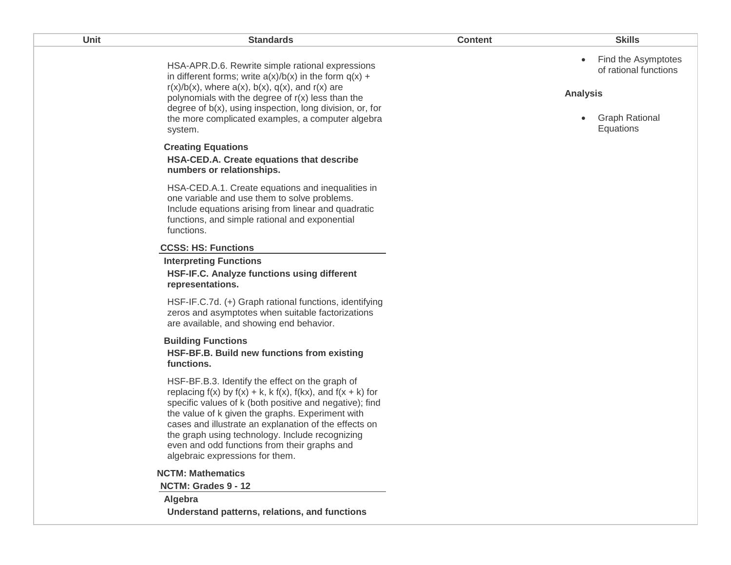| Unit | Standards | Content | Skills |
| --- | --- | --- | --- |
| | HSA-APR.D.6. Rewrite simple rational expressions in different forms; write a(x)/b(x) in the form q(x) + r(x)/b(x), where a(x), b(x), q(x), and r(x) are polynomials with the degree of r(x) less than the degree of b(x), using inspection, long division, or, for the more complicated examples, a computer algebra system.<br><br>**Creating Equations**<br>**HSA-CED.A. Create equations that describe numbers or relationships.**<br><br>HSA-CED.A.1. Create equations and inequalities in one variable and use them to solve problems. Include equations arising from linear and quadratic functions, and simple rational and exponential functions.<br><br>**CCSS: HS: Functions**<br>**Interpreting Functions**<br>**HSF-IF.C. Analyze functions using different representations.**<br><br>HSF-IF.C.7d. (+) Graph rational functions, identifying zeros and asymptotes when suitable factorizations are available, and showing end behavior.<br><br>**Building Functions**<br>**HSF-BF.B. Build new functions from existing functions.**<br><br>HSF-BF.B.3. Identify the effect on the graph of replacing f(x) by f(x) + k, k f(x), f(kx), and f(x + k) for specific values of k (both positive and negative); find the value of k given the graphs. Experiment with cases and illustrate an explanation of the effects on the graph using technology. Include recognizing even and odd functions from their graphs and algebraic expressions for them.<br><br>**NCTM: Mathematics**<br>**NCTM: Grades 9 - 12**<br>**Algebra**<br>**Understand patterns, relations, and functions** | | • Find the Asymptotes of rational functions<br><br>**Analysis**<br><br>• Graph Rational Equations |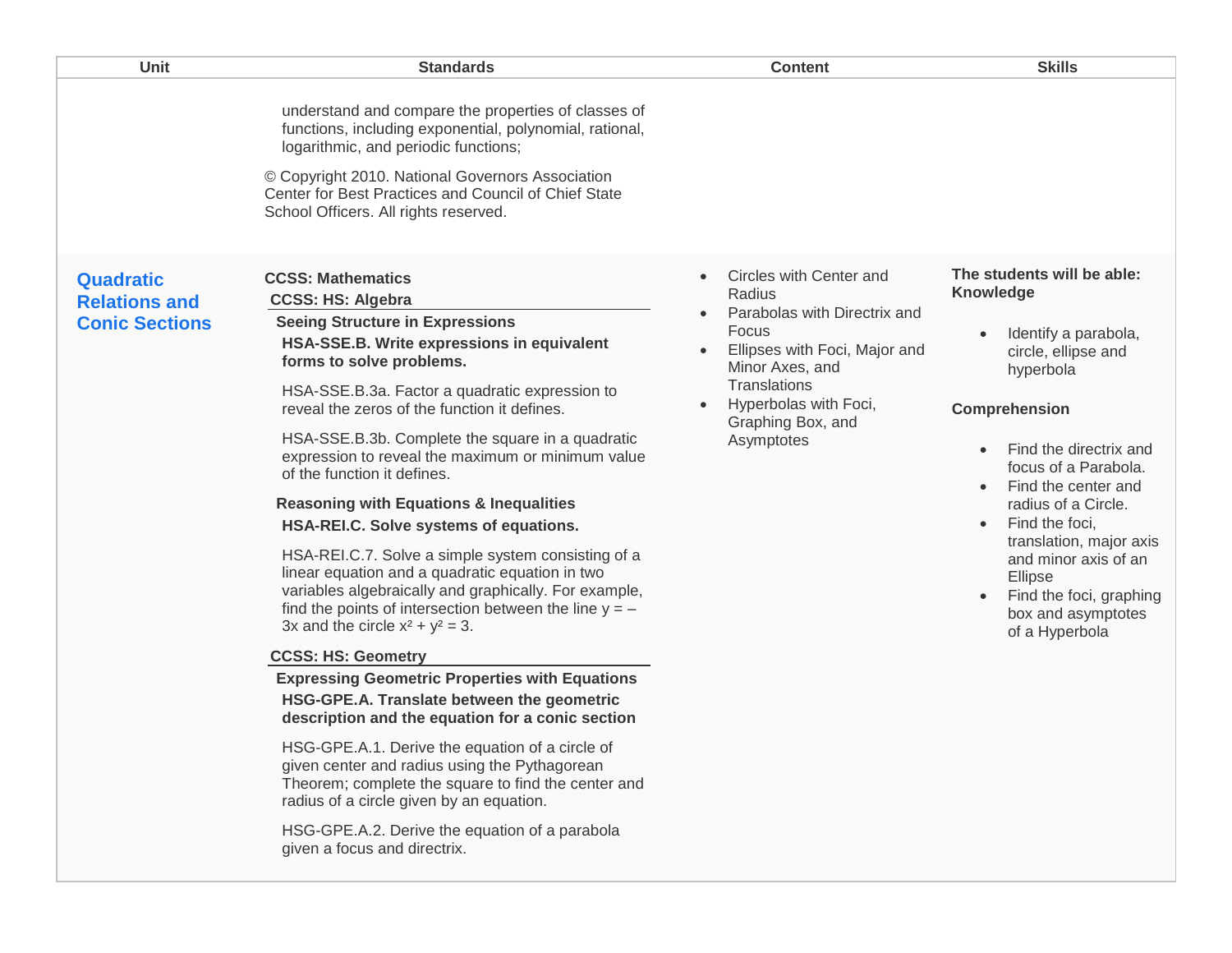| Unit | Standards | Content | Skills |
|---|---|---|---|
| | understand and compare the properties of classes of functions, including exponential, polynomial, rational, logarithmic, and periodic functions;<br><br>© Copyright 2010. National Governors Association Center for Best Practices and Council of Chief State School Officers. All rights reserved. | | |
| **Quadratic Relations and Conic Sections** | **CCSS: Mathematics**<br>**CCSS: HS: Algebra**<br>**Seeing Structure in Expressions**<br>**HSA-SSE.B. Write expressions in equivalent forms to solve problems.**<br><br>HSA-SSE.B.3a. Factor a quadratic expression to reveal the zeros of the function it defines.<br><br>HSA-SSE.B.3b. Complete the square in a quadratic expression to reveal the maximum or minimum value of the function it defines.<br><br>**Reasoning with Equations & Inequalities**<br>**HSA-REI.C. Solve systems of equations.**<br><br>HSA-REI.C.7. Solve a simple system consisting of a linear equation and a quadratic equation in two variables algebraically and graphically. For example, find the points of intersection between the line $y = -3x$ and the circle $x^2 + y^2 = 3$.<br><br>**CCSS: HS: Geometry**<br>**Expressing Geometric Properties with Equations**<br>**HSG-GPE.A. Translate between the geometric description and the equation for a conic section**<br><br>HSG-GPE.A.1. Derive the equation of a circle of given center and radius using the Pythagorean Theorem; complete the square to find the center and radius of a circle given by an equation.<br><br>HSG-GPE.A.2. Derive the equation of a parabola given a focus and directrix. | • Circles with Center and Radius<br>• Parabolas with Directrix and Focus<br>• Ellipses with Foci, Major and Minor Axes, and Translations<br>• Hyperbolas with Foci, Graphing Box, and Asymptotes | **The students will be able: Knowledge**<br><br>• Identify a parabola, circle, ellipse and hyperbola<br><br>**Comprehension**<br><br>• Find the directrix and focus of a Parabola.<br>• Find the center and radius of a Circle.<br>• Find the foci, translation, major axis and minor axis of an Ellipse<br>• Find the foci, graphing box and asymptotes of a Hyperbola |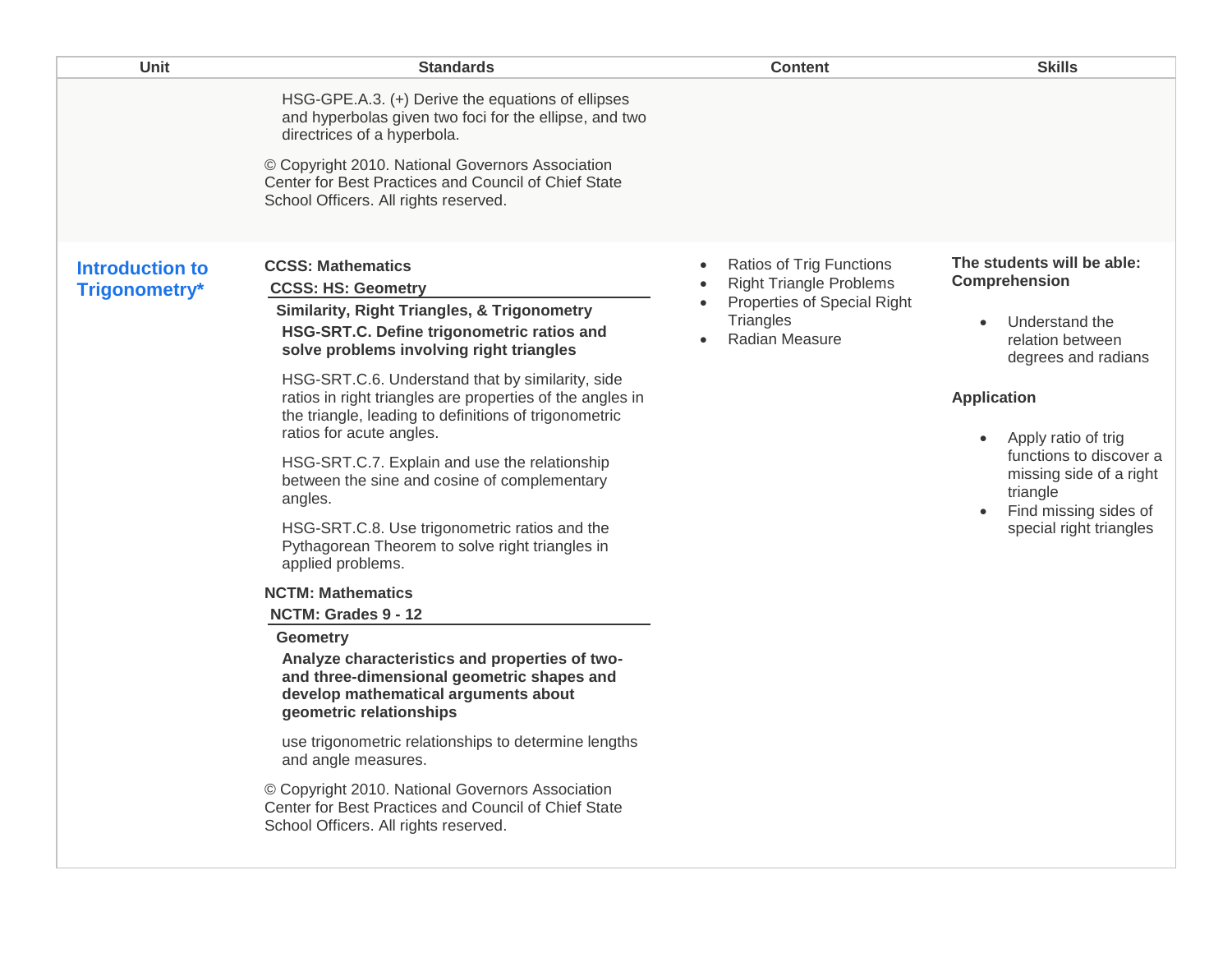| Unit | Standards | Content | Skills |
|---|---|---|---|
| | HSG-GPE.A.3. (+) Derive the equations of ellipses and hyperbolas given two foci for the ellipse, and two directrices of a hyperbola.<br><br>© Copyright 2010. National Governors Association Center for Best Practices and Council of Chief State School Officers. All rights reserved. | | |
| **Introduction to Trigonometry*** | **CCSS: Mathematics**<br>**CCSS: HS: Geometry**<br>**Similarity, Right Triangles, & Trigonometry**<br>**HSG-SRT.C. Define trigonometric ratios and solve problems involving right triangles**<br><br>HSG-SRT.C.6. Understand that by similarity, side ratios in right triangles are properties of the angles in the triangle, leading to definitions of trigonometric ratios for acute angles.<br><br>HSG-SRT.C.7. Explain and use the relationship between the sine and cosine of complementary angles.<br><br>HSG-SRT.C.8. Use trigonometric ratios and the Pythagorean Theorem to solve right triangles in applied problems.<br><br>**NCTM: Mathematics**<br>**NCTM: Grades 9 - 12**<br>**Geometry**<br>**Analyze characteristics and properties of two- and three-dimensional geometric shapes and develop mathematical arguments about geometric relationships**<br><br>use trigonometric relationships to determine lengths and angle measures.<br><br>© Copyright 2010. National Governors Association Center for Best Practices and Council of Chief State School Officers. All rights reserved. | • Ratios of Trig Functions<br>• Right Triangle Problems<br>• Properties of Special Right Triangles<br>• Radian Measure | **The students will be able:**<br>**Comprehension**<br><br>• Understand the relation between degrees and radians<br><br>**Application**<br><br>• Apply ratio of trig functions to discover a missing side of a right triangle<br>• Find missing sides of special right triangles |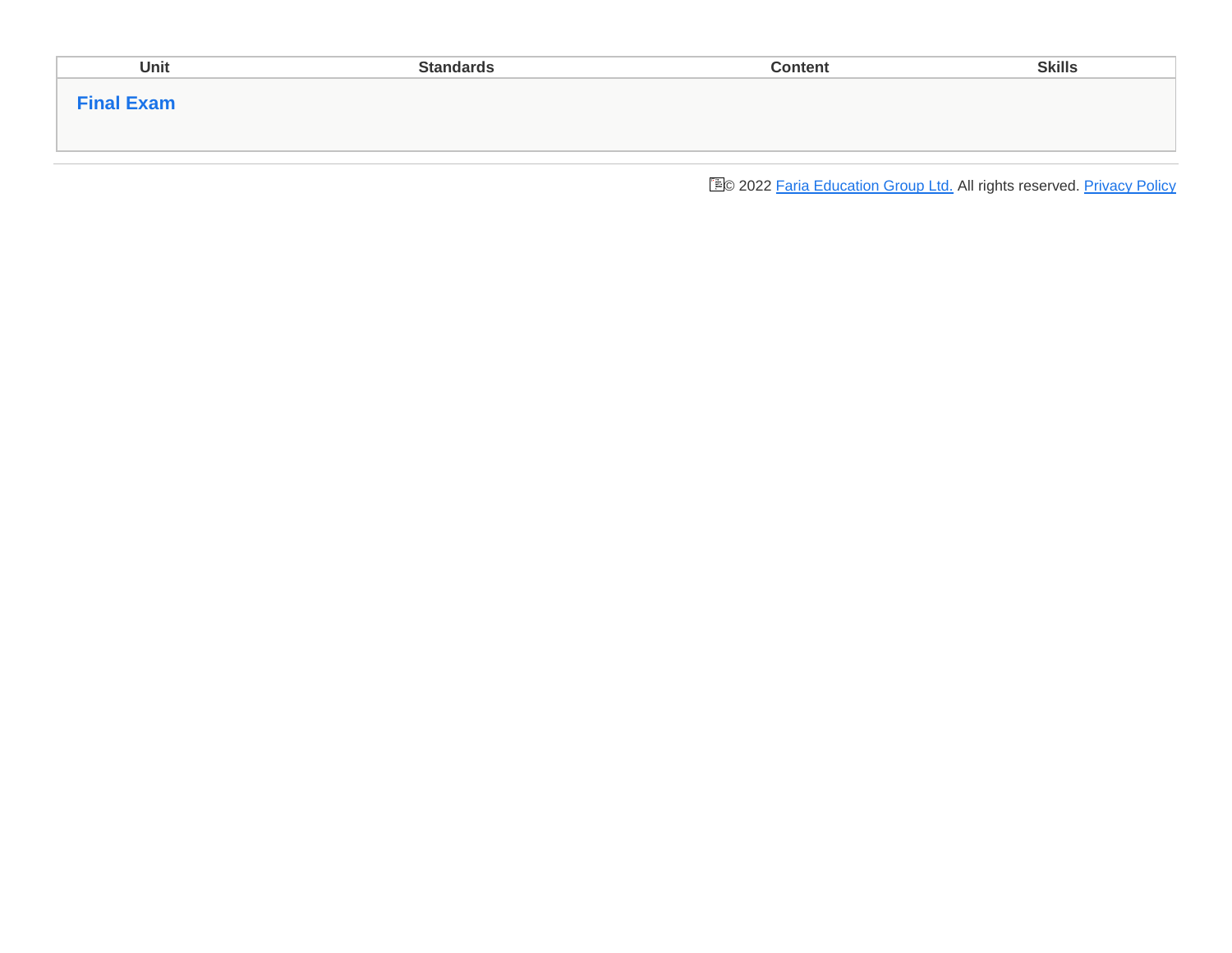| Unit | Standards | Content | Skills |
| --- | --- | --- | --- |
| **Final Exam** | | | |

© 2022 Faria Education Group Ltd. All rights reserved. Privacy Policy